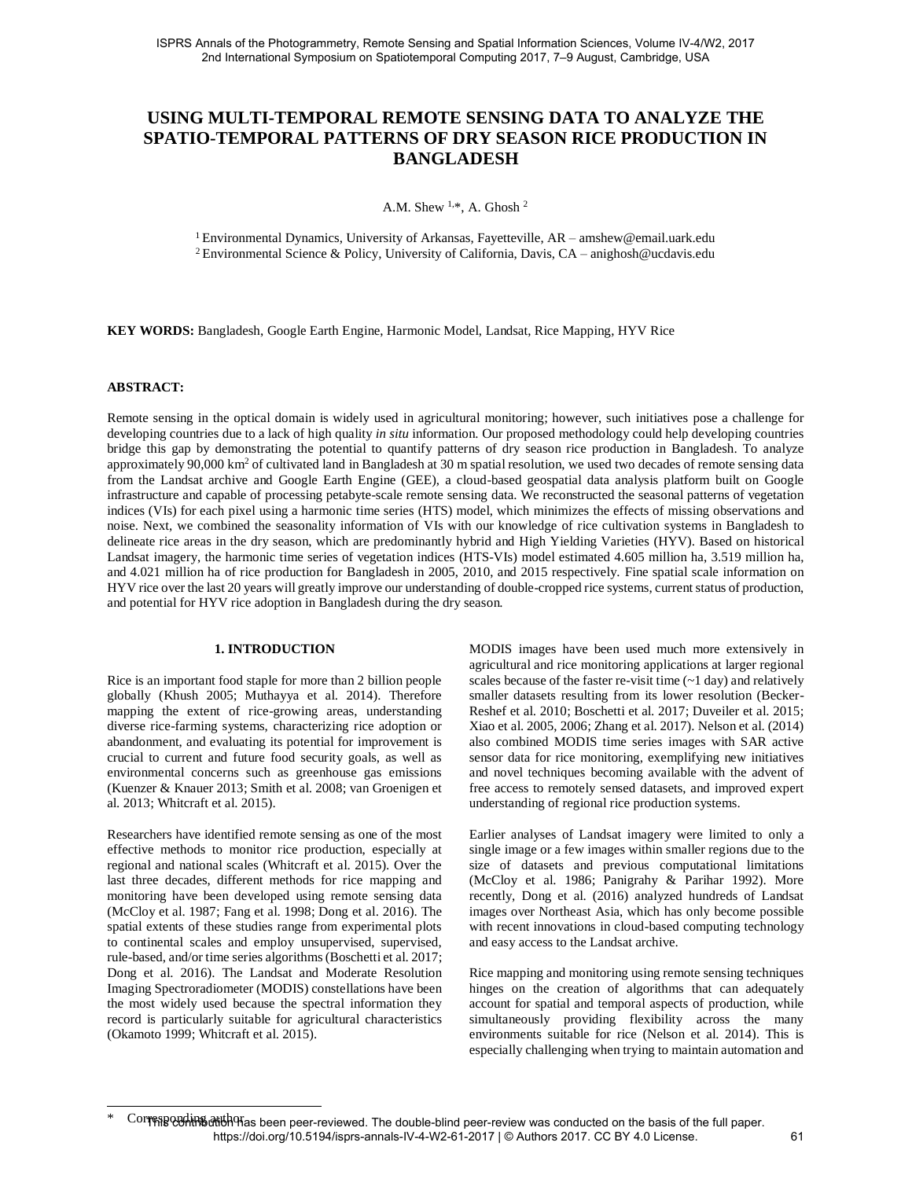# USING MULTI-TEMPORAL REMOTE SENSING DATA TO ANALYZE THE SPATIO-TEMPORAL PATTERNS OF DRY SEASON RICE PRODUCTION IN BANGLADESH

A.M. Shew [1,*], A. Ghosh [2]

[1] Environmental Dynamics, University of Arkansas, Fayetteville, AR – amshew@email.uark.edu
[2] Environmental Science & Policy, University of California, Davis, CA – anighosh@ucdavis.edu

**KEY WORDS:** Bangladesh, Google Earth Engine, Harmonic Model, Landsat, Rice Mapping, HYV Rice

**ABSTRACT:**

Remote sensing in the optical domain is widely used in agricultural monitoring; however, such initiatives pose a challenge for developing countries due to a lack of high quality *in situ* information. Our proposed methodology could help developing countries bridge this gap by demonstrating the potential to quantify patterns of dry season rice production in Bangladesh. To analyze approximately 90,000 km$^2$ of cultivated land in Bangladesh at 30 m spatial resolution, we used two decades of remote sensing data from the Landsat archive and Google Earth Engine (GEE), a cloud-based geospatial data analysis platform built on Google infrastructure and capable of processing petabyte-scale remote sensing data. We reconstructed the seasonal patterns of vegetation indices (VIs) for each pixel using a harmonic time series (HTS) model, which minimizes the effects of missing observations and noise. Next, we combined the seasonality information of VIs with our knowledge of rice cultivation systems in Bangladesh to delineate rice areas in the dry season, which are predominantly hybrid and High Yielding Varieties (HYV). Based on historical Landsat imagery, the harmonic time series of vegetation indices (HTS-VIs) model estimated 4.605 million ha, 3.519 million ha, and 4.021 million ha of rice production for Bangladesh in 2005, 2010, and 2015 respectively. Fine spatial scale information on HYV rice over the last 20 years will greatly improve our understanding of double-cropped rice systems, current status of production, and potential for HYV rice adoption in Bangladesh during the dry season.

## 1. INTRODUCTION

Rice is an important food staple for more than 2 billion people globally (Khush 2005; Muthayya et al. 2014). Therefore mapping the extent of rice-growing areas, understanding diverse rice-farming systems, characterizing rice adoption or abandonment, and evaluating its potential for improvement is crucial to current and future food security goals, as well as environmental concerns such as greenhouse gas emissions (Kuenzer & Knauer 2013; Smith et al. 2008; van Groenigen et al. 2013; Whitcraft et al. 2015).

Researchers have identified remote sensing as one of the most effective methods to monitor rice production, especially at regional and national scales (Whitcraft et al. 2015). Over the last three decades, different methods for rice mapping and monitoring have been developed using remote sensing data (McCloy et al. 1987; Fang et al. 1998; Dong et al. 2016). The spatial extents of these studies range from experimental plots to continental scales and employ unsupervised, supervised, rule-based, and/or time series algorithms (Boschetti et al. 2017; Dong et al. 2016). The Landsat and Moderate Resolution Imaging Spectroradiometer (MODIS) constellations have been the most widely used because the spectral information they record is particularly suitable for agricultural characteristics (Okamoto 1999; Whitcraft et al. 2015).

MODIS images have been used much more extensively in agricultural and rice monitoring applications at larger regional scales because of the faster re-visit time (~1 day) and relatively smaller datasets resulting from its lower resolution (Becker-Reshef et al. 2010; Boschetti et al. 2017; Duveiler et al. 2015; Xiao et al. 2005, 2006; Zhang et al. 2017). Nelson et al. (2014) also combined MODIS time series images with SAR active sensor data for rice monitoring, exemplifying new initiatives and novel techniques becoming available with the advent of free access to remotely sensed datasets, and improved expert understanding of regional rice production systems.

Earlier analyses of Landsat imagery were limited to only a single image or a few images within smaller regions due to the size of datasets and previous computational limitations (McCloy et al. 1986; Panigrahy & Parihar 1992). More recently, Dong et al. (2016) analyzed hundreds of Landsat images over Northeast Asia, which has only become possible with recent innovations in cloud-based computing technology and easy access to the Landsat archive.

Rice mapping and monitoring using remote sensing techniques hinges on the creation of algorithms that can adequately account for spatial and temporal aspects of production, while simultaneously providing flexibility across the many environments suitable for rice (Nelson et al. 2014). This is especially challenging when trying to maintain automation and

\* Corresponding author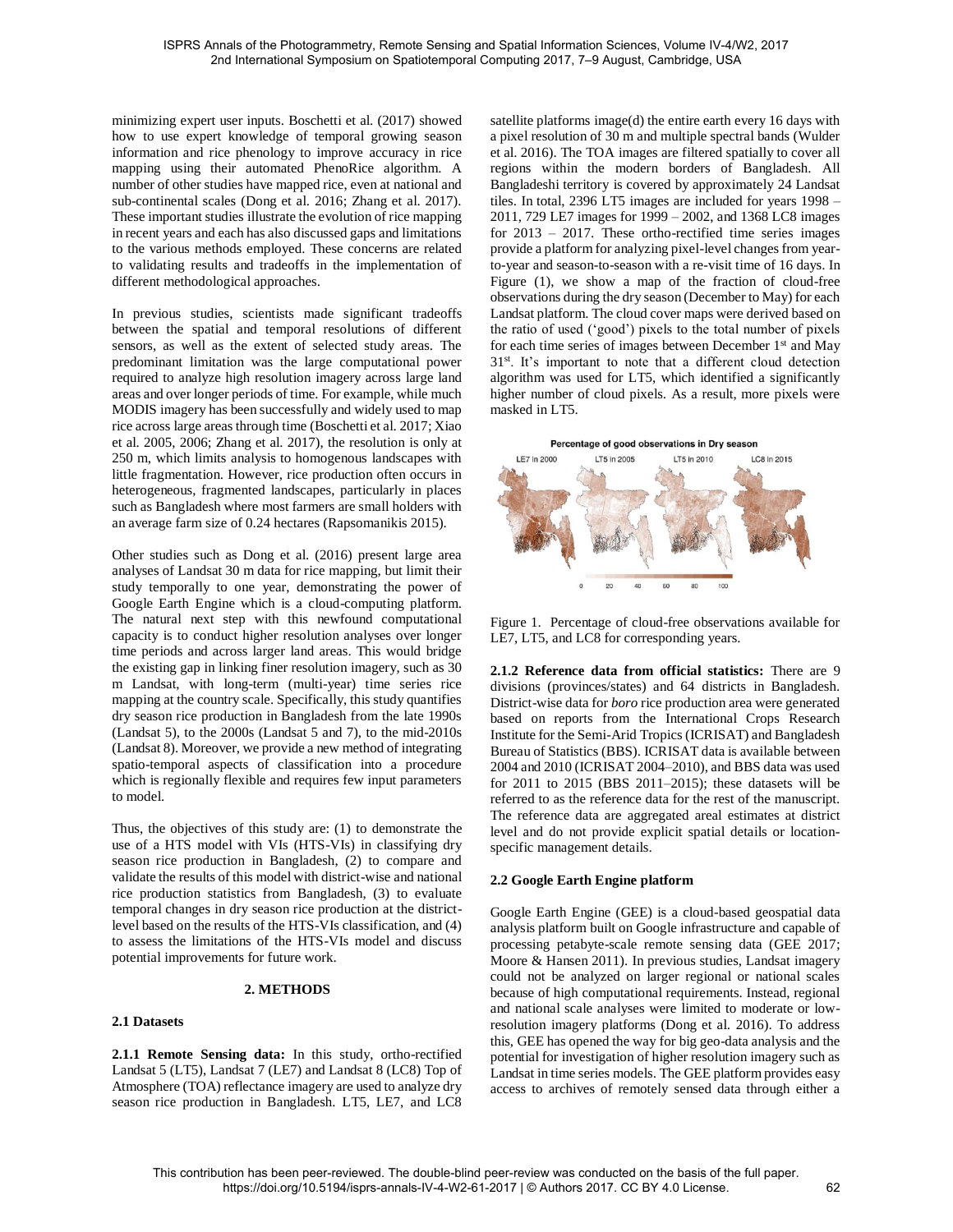minimizing expert user inputs. Boschetti et al. (2017) showed how to use expert knowledge of temporal growing season information and rice phenology to improve accuracy in rice mapping using their automated PhenoRice algorithm. A number of other studies have mapped rice, even at national and sub-continental scales (Dong et al. 2016; Zhang et al. 2017). These important studies illustrate the evolution of rice mapping in recent years and each has also discussed gaps and limitations to the various methods employed. These concerns are related to validating results and tradeoffs in the implementation of different methodological approaches.

In previous studies, scientists made significant tradeoffs between the spatial and temporal resolutions of different sensors, as well as the extent of selected study areas. The predominant limitation was the large computational power required to analyze high resolution imagery across large land areas and over longer periods of time. For example, while much MODIS imagery has been successfully and widely used to map rice across large areas through time (Boschetti et al. 2017; Xiao et al. 2005, 2006; Zhang et al. 2017), the resolution is only at 250 m, which limits analysis to homogenous landscapes with little fragmentation. However, rice production often occurs in heterogeneous, fragmented landscapes, particularly in places such as Bangladesh where most farmers are small holders with an average farm size of 0.24 hectares (Rapsomanikis 2015).

Other studies such as Dong et al. (2016) present large area analyses of Landsat 30 m data for rice mapping, but limit their study temporally to one year, demonstrating the power of Google Earth Engine which is a cloud-computing platform. The natural next step with this newfound computational capacity is to conduct higher resolution analyses over longer time periods and across larger land areas. This would bridge the existing gap in linking finer resolution imagery, such as 30 m Landsat, with long-term (multi-year) time series rice mapping at the country scale. Specifically, this study quantifies dry season rice production in Bangladesh from the late 1990s (Landsat 5), to the 2000s (Landsat 5 and 7), to the mid-2010s (Landsat 8). Moreover, we provide a new method of integrating spatio-temporal aspects of classification into a procedure which is regionally flexible and requires few input parameters to model.

Thus, the objectives of this study are: (1) to demonstrate the use of a HTS model with VIs (HTS-VIs) in classifying dry season rice production in Bangladesh, (2) to compare and validate the results of this model with district-wise and national rice production statistics from Bangladesh, (3) to evaluate temporal changes in dry season rice production at the district-level based on the results of the HTS-VIs classification, and (4) to assess the limitations of the HTS-VIs model and discuss potential improvements for future work.

## 2. METHODS

### 2.1 Datasets

**2.1.1 Remote Sensing data:** In this study, ortho-rectified Landsat 5 (LT5), Landsat 7 (LE7) and Landsat 8 (LC8) Top of Atmosphere (TOA) reflectance imagery are used to analyze dry season rice production in Bangladesh. LT5, LE7, and LC8 satellite platforms image(d) the entire earth every 16 days with a pixel resolution of 30 m and multiple spectral bands (Wulder et al. 2016). The TOA images are filtered spatially to cover all regions within the modern borders of Bangladesh. All Bangladeshi territory is covered by approximately 24 Landsat tiles. In total, 2396 LT5 images are included for years 1998 – 2011, 729 LE7 images for 1999 – 2002, and 1368 LC8 images for 2013 – 2017. These ortho-rectified time series images provide a platform for analyzing pixel-level changes from year-to-year and season-to-season with a re-visit time of 16 days. In Figure (1), we show a map of the fraction of cloud-free observations during the dry season (December to May) for each Landsat platform. The cloud cover maps were derived based on the ratio of used ('good') pixels to the total number of pixels for each time series of images between December 1st and May 31st. It's important to note that a different cloud detection algorithm was used for LT5, which identified a significantly higher number of cloud pixels. As a result, more pixels were masked in LT5.

Figure 1. Percentage of cloud-free observations available for LE7, LT5, and LC8 for corresponding years.

**2.1.2 Reference data from official statistics:** There are 9 divisions (provinces/states) and 64 districts in Bangladesh. District-wise data for *boro* rice production area were generated based on reports from the International Crops Research Institute for the Semi-Arid Tropics (ICRISAT) and Bangladesh Bureau of Statistics (BBS). ICRISAT data is available between 2004 and 2010 (ICRISAT 2004–2010), and BBS data was used for 2011 to 2015 (BBS 2011–2015); these datasets will be referred to as the reference data for the rest of the manuscript. The reference data are aggregated areal estimates at district level and do not provide explicit spatial details or location-specific management details.

### 2.2 Google Earth Engine platform

Google Earth Engine (GEE) is a cloud-based geospatial data analysis platform built on Google infrastructure and capable of processing petabyte-scale remote sensing data (GEE 2017; Moore & Hansen 2011). In previous studies, Landsat imagery could not be analyzed on larger regional or national scales because of high computational requirements. Instead, regional and national scale analyses were limited to moderate or low-resolution imagery platforms (Dong et al. 2016). To address this, GEE has opened the way for big geo-data analysis and the potential for investigation of higher resolution imagery such as Landsat in time series models. The GEE platform provides easy access to archives of remotely sensed data through either a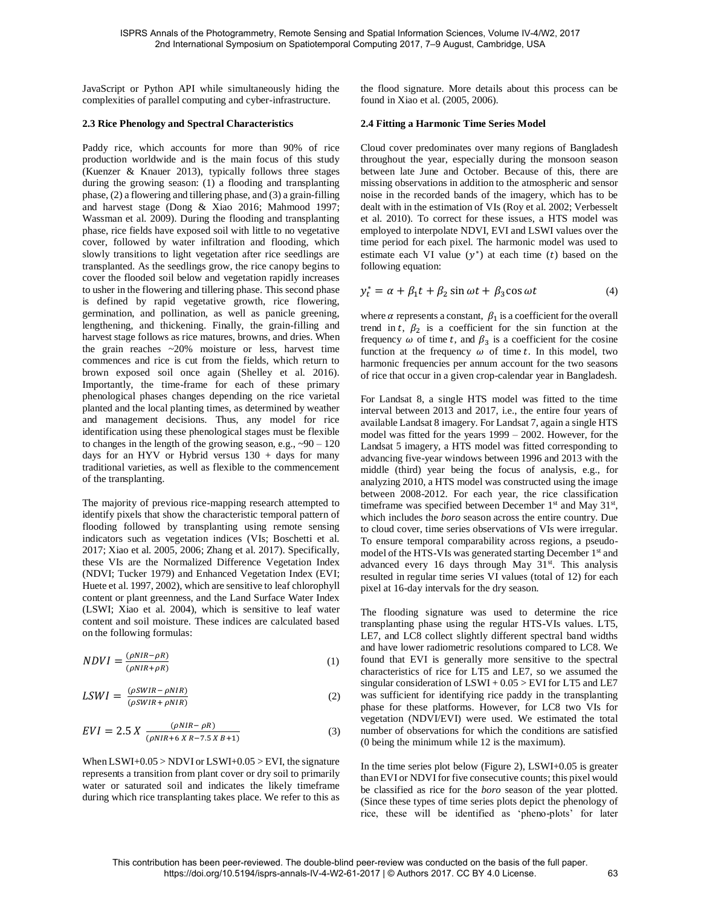JavaScript or Python API while simultaneously hiding the complexities of parallel computing and cyber-infrastructure.

### 2.3 Rice Phenology and Spectral Characteristics

Paddy rice, which accounts for more than 90% of rice production worldwide and is the main focus of this study (Kuenzer & Knauer 2013), typically follows three stages during the growing season: (1) a flooding and transplanting phase, (2) a flowering and tillering phase, and (3) a grain-filling and harvest stage (Dong & Xiao 2016; Mahmood 1997; Wassman et al. 2009). During the flooding and transplanting phase, rice fields have exposed soil with little to no vegetative cover, followed by water infiltration and flooding, which slowly transitions to light vegetation after rice seedlings are transplanted. As the seedlings grow, the rice canopy begins to cover the flooded soil below and vegetation rapidly increases to usher in the flowering and tillering phase. This second phase is defined by rapid vegetative growth, rice flowering, germination, and pollination, as well as panicle greening, lengthening, and thickening. Finally, the grain-filling and harvest stage follows as rice matures, browns, and dries. When the grain reaches ~20% moisture or less, harvest time commences and rice is cut from the fields, which return to brown exposed soil once again (Shelley et al. 2016). Importantly, the time-frame for each of these primary phenological phases changes depending on the rice varietal planted and the local planting times, as determined by weather and management decisions. Thus, any model for rice identification using these phenological stages must be flexible to changes in the length of the growing season, e.g., ~90 – 120 days for an HYV or Hybrid versus 130 + days for many traditional varieties, as well as flexible to the commencement of the transplanting.

The majority of previous rice-mapping research attempted to identify pixels that show the characteristic temporal pattern of flooding followed by transplanting using remote sensing indicators such as vegetation indices (VIs; Boschetti et al. 2017; Xiao et al. 2005, 2006; Zhang et al. 2017). Specifically, these VIs are the Normalized Difference Vegetation Index (NDVI; Tucker 1979) and Enhanced Vegetation Index (EVI; Huete et al. 1997, 2002), which are sensitive to leaf chlorophyll content or plant greenness, and the Land Surface Water Index (LSWI; Xiao et al. 2004), which is sensitive to leaf water content and soil moisture. These indices are calculated based on the following formulas:

$$NDVI = \frac{(\rho NIR - \rho R)}{(\rho NIR + \rho R)} \tag{1}$$

$$LSWI = \frac{(\rho SWIR - \rho NIR)}{(\rho SWIR + \rho NIR)} \tag{2}$$

$$EVI = 2.5 \, X \, \frac{(\rho NIR - \rho R)}{(\rho NIR + 6 \, X \, R - 7.5 \, X \, B + 1)} \tag{3}$$

When LSWI+0.05 > NDVI or LSWI+0.05 > EVI, the signature represents a transition from plant cover or dry soil to primarily water or saturated soil and indicates the likely timeframe during which rice transplanting takes place. We refer to this as the flood signature. More details about this process can be found in Xiao et al. (2005, 2006).

### 2.4 Fitting a Harmonic Time Series Model

Cloud cover predominates over many regions of Bangladesh throughout the year, especially during the monsoon season between late June and October. Because of this, there are missing observations in addition to the atmospheric and sensor noise in the recorded bands of the imagery, which has to be dealt with in the estimation of VIs (Roy et al. 2002; Verbesselt et al. 2010). To correct for these issues, a HTS model was employed to interpolate NDVI, EVI and LSWI values over the time period for each pixel. The harmonic model was used to estimate each VI value ($y^*$) at each time ($t$) based on the following equation:

$$y_t^* = \alpha + \beta_1 t + \beta_2 \sin \omega t + \beta_3 \cos \omega t \tag{4}$$

where $\alpha$ represents a constant, $\beta_1$ is a coefficient for the overall trend in $t$, $\beta_2$ is a coefficient for the sin function at the frequency $\omega$ of time $t$, and $\beta_3$ is a coefficient for the cosine function at the frequency $\omega$ of time $t$. In this model, two harmonic frequencies per annum account for the two seasons of rice that occur in a given crop-calendar year in Bangladesh.

For Landsat 8, a single HTS model was fitted to the time interval between 2013 and 2017, i.e., the entire four years of available Landsat 8 imagery. For Landsat 7, again a single HTS model was fitted for the years 1999 – 2002. However, for the Landsat 5 imagery, a HTS model was fitted corresponding to advancing five-year windows between 1996 and 2013 with the middle (third) year being the focus of analysis, e.g., for analyzing 2010, a HTS model was constructed using the image between 2008-2012. For each year, the rice classification timeframe was specified between December 1st and May 31st, which includes the *boro* season across the entire country. Due to cloud cover, time series observations of VIs were irregular. To ensure temporal comparability across regions, a pseudo-model of the HTS-VIs was generated starting December 1st and advanced every 16 days through May 31st. This analysis resulted in regular time series VI values (total of 12) for each pixel at 16-day intervals for the dry season.

The flooding signature was used to determine the rice transplanting phase using the regular HTS-VIs values. LT5, LE7, and LC8 collect slightly different spectral band widths and have lower radiometric resolutions compared to LC8. We found that EVI is generally more sensitive to the spectral characteristics of rice for LT5 and LE7, so we assumed the singular consideration of LSWI + 0.05 > EVI for LT5 and LE7 was sufficient for identifying rice paddy in the transplanting phase for these platforms. However, for LC8 two VIs for vegetation (NDVI/EVI) were used. We estimated the total number of observations for which the conditions are satisfied (0 being the minimum while 12 is the maximum).

In the time series plot below (Figure 2), LSWI+0.05 is greater than EVI or NDVI for five consecutive counts; this pixel would be classified as rice for the *boro* season of the year plotted. (Since these types of time series plots depict the phenology of rice, these will be identified as 'pheno-plots' for later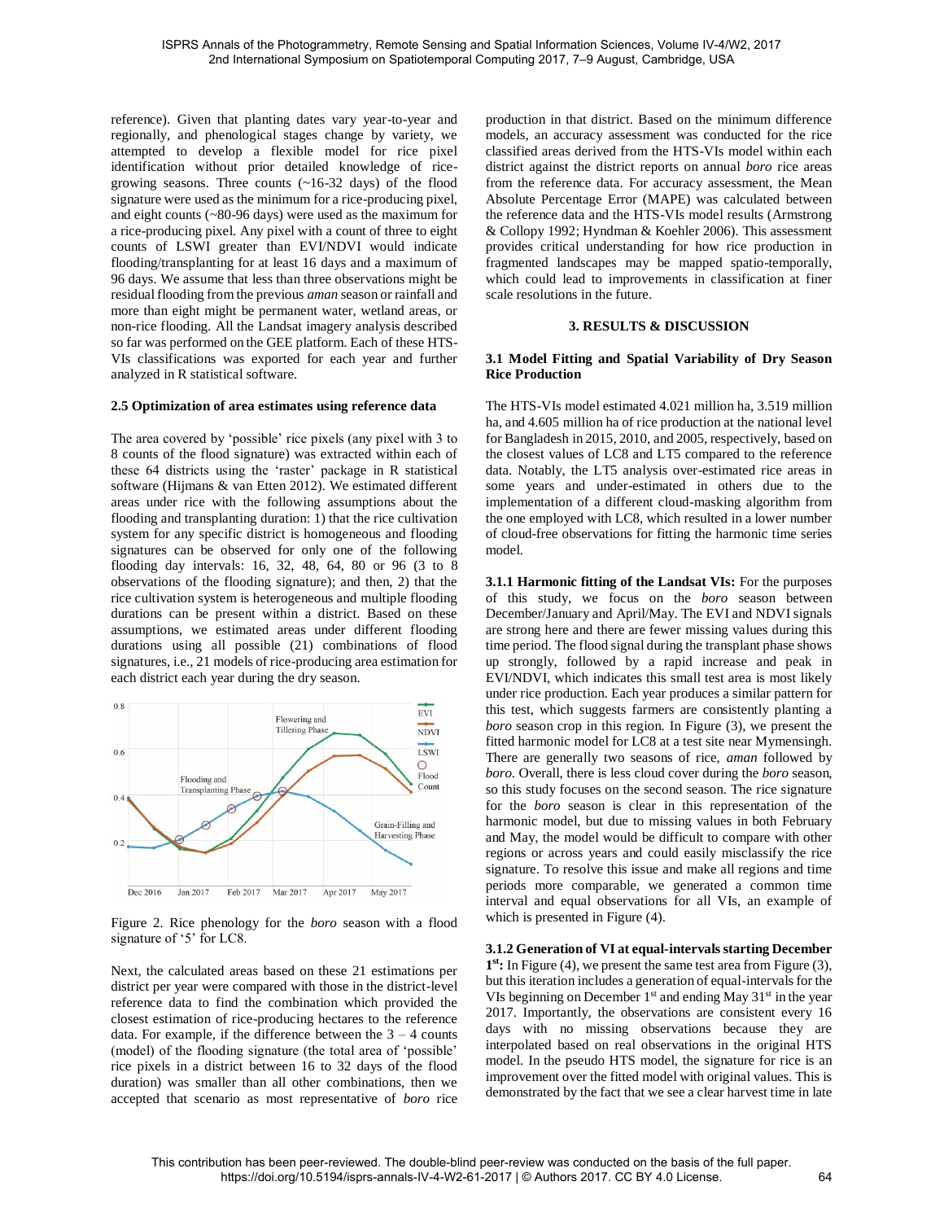reference). Given that planting dates vary year-to-year and regionally, and phenological stages change by variety, we attempted to develop a flexible model for rice pixel identification without prior detailed knowledge of rice-growing seasons. Three counts (~16-32 days) of the flood signature were used as the minimum for a rice-producing pixel, and eight counts (~80-96 days) were used as the maximum for a rice-producing pixel. Any pixel with a count of three to eight counts of LSWI greater than EVI/NDVI would indicate flooding/transplanting for at least 16 days and a maximum of 96 days. We assume that less than three observations might be residual flooding from the previous *aman* season or rainfall and more than eight might be permanent water, wetland areas, or non-rice flooding. All the Landsat imagery analysis described so far was performed on the GEE platform. Each of these HTS-VIs classifications was exported for each year and further analyzed in R statistical software.

### 2.5 Optimization of area estimates using reference data

The area covered by 'possible' rice pixels (any pixel with 3 to 8 counts of the flood signature) was extracted within each of these 64 districts using the 'raster' package in R statistical software (Hijmans & van Etten 2012). We estimated different areas under rice with the following assumptions about the flooding and transplanting duration: 1) that the rice cultivation system for any specific district is homogeneous and flooding signatures can be observed for only one of the following flooding day intervals: 16, 32, 48, 64, 80 or 96 (3 to 8 observations of the flooding signature); and then, 2) that the rice cultivation system is heterogeneous and multiple flooding durations can be present within a district. Based on these assumptions, we estimated areas under different flooding durations using all possible (21) combinations of flood signatures, i.e., 21 models of rice-producing area estimation for each district each year during the dry season.

Figure 2. Rice phenology for the *boro* season with a flood signature of '5' for LC8.

Next, the calculated areas based on these 21 estimations per district per year were compared with those in the district-level reference data to find the combination which provided the closest estimation of rice-producing hectares to the reference data. For example, if the difference between the 3 – 4 counts (model) of the flooding signature (the total area of 'possible' rice pixels in a district between 16 to 32 days of the flood duration) was smaller than all other combinations, then we accepted that scenario as most representative of *boro* rice production in that district. Based on the minimum difference models, an accuracy assessment was conducted for the rice classified areas derived from the HTS-VIs model within each district against the district reports on annual *boro* rice areas from the reference data. For accuracy assessment, the Mean Absolute Percentage Error (MAPE) was calculated between the reference data and the HTS-VIs model results (Armstrong & Collopy 1992; Hyndman & Koehler 2006). This assessment provides critical understanding for how rice production in fragmented landscapes may be mapped spatio-temporally, which could lead to improvements in classification at finer scale resolutions in the future.

## 3. RESULTS & DISCUSSION

### 3.1 Model Fitting and Spatial Variability of Dry Season Rice Production

The HTS-VIs model estimated 4.021 million ha, 3.519 million ha, and 4.605 million ha of rice production at the national level for Bangladesh in 2015, 2010, and 2005, respectively, based on the closest values of LC8 and LT5 compared to the reference data. Notably, the LT5 analysis over-estimated rice areas in some years and under-estimated in others due to the implementation of a different cloud-masking algorithm from the one employed with LC8, which resulted in a lower number of cloud-free observations for fitting the harmonic time series model.

**3.1.1 Harmonic fitting of the Landsat VIs:** For the purposes of this study, we focus on the *boro* season between December/January and April/May. The EVI and NDVI signals are strong here and there are fewer missing values during this time period. The flood signal during the transplant phase shows up strongly, followed by a rapid increase and peak in EVI/NDVI, which indicates this small test area is most likely under rice production. Each year produces a similar pattern for this test, which suggests farmers are consistently planting a *boro* season crop in this region. In Figure (3), we present the fitted harmonic model for LC8 at a test site near Mymensingh. There are generally two seasons of rice, *aman* followed by *boro*. Overall, there is less cloud cover during the *boro* season, so this study focuses on the second season. The rice signature for the *boro* season is clear in this representation of the harmonic model, but due to missing values in both February and May, the model would be difficult to compare with other regions or across years and could easily misclassify the rice signature. To resolve this issue and make all regions and time periods more comparable, we generated a common time interval and equal observations for all VIs, an example of which is presented in Figure (4).

**3.1.2 Generation of VI at equal-intervals starting December 1st:** In Figure (4), we present the same test area from Figure (3), but this iteration includes a generation of equal-intervals for the VIs beginning on December 1st and ending May 31st in the year 2017. Importantly, the observations are consistent every 16 days with no missing observations because they are interpolated based on real observations in the original HTS model. In the pseudo HTS model, the signature for rice is an improvement over the fitted model with original values. This is demonstrated by the fact that we see a clear harvest time in late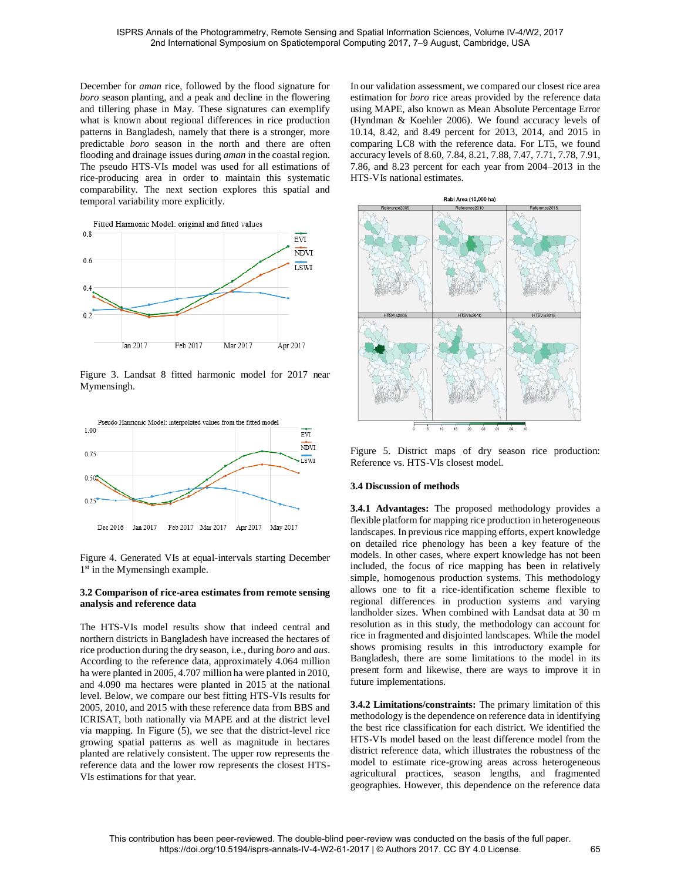December for *aman* rice, followed by the flood signature for *boro* season planting, and a peak and decline in the flowering and tillering phase in May. These signatures can exemplify what is known about regional differences in rice production patterns in Bangladesh, namely that there is a stronger, more predictable *boro* season in the north and there are often flooding and drainage issues during *aman* in the coastal region. The pseudo HTS-VIs model was used for all estimations of rice-producing area in order to maintain this systematic comparability. The next section explores this spatial and temporal variability more explicitly.

Figure 3. Landsat 8 fitted harmonic model for 2017 near Mymensingh.

Figure 4. Generated VIs at equal-intervals starting December 1st in the Mymensingh example.

### 3.2 Comparison of rice-area estimates from remote sensing analysis and reference data

The HTS-VIs model results show that indeed central and northern districts in Bangladesh have increased the hectares of rice production during the dry season, i.e., during *boro* and *aus*. According to the reference data, approximately 4.064 million ha were planted in 2005, 4.707 million ha were planted in 2010, and 4.090 ma hectares were planted in 2015 at the national level. Below, we compare our best fitting HTS-VIs results for 2005, 2010, and 2015 with these reference data from BBS and ICRISAT, both nationally via MAPE and at the district level via mapping. In Figure (5), we see that the district-level rice growing spatial patterns as well as magnitude in hectares planted are relatively consistent. The upper row represents the reference data and the lower row represents the closest HTS-VIs estimations for that year.

In our validation assessment, we compared our closest rice area estimation for *boro* rice areas provided by the reference data using MAPE, also known as Mean Absolute Percentage Error (Hyndman & Koehler 2006). We found accuracy levels of 10.14, 8.42, and 8.49 percent for 2013, 2014, and 2015 in comparing LC8 with the reference data. For LT5, we found accuracy levels of 8.60, 7.84, 8.21, 7.88, 7.47, 7.71, 7.78, 7.91, 7.86, and 8.23 percent for each year from 2004–2013 in the HTS-VIs national estimates.

Figure 5. District maps of dry season rice production: Reference vs. HTS-VIs closest model.

### 3.4 Discussion of methods

**3.4.1 Advantages:** The proposed methodology provides a flexible platform for mapping rice production in heterogeneous landscapes. In previous rice mapping efforts, expert knowledge on detailed rice phenology has been a key feature of the models. In other cases, where expert knowledge has not been included, the focus of rice mapping has been in relatively simple, homogenous production systems. This methodology allows one to fit a rice-identification scheme flexible to regional differences in production systems and varying landholder sizes. When combined with Landsat data at 30 m resolution as in this study, the methodology can account for rice in fragmented and disjointed landscapes. While the model shows promising results in this introductory example for Bangladesh, there are some limitations to the model in its present form and likewise, there are ways to improve it in future implementations.

**3.4.2 Limitations/constraints:** The primary limitation of this methodology is the dependence on reference data in identifying the best rice classification for each district. We identified the HTS-VIs model based on the least difference model from the district reference data, which illustrates the robustness of the model to estimate rice-growing areas across heterogeneous agricultural practices, season lengths, and fragmented geographies. However, this dependence on the reference data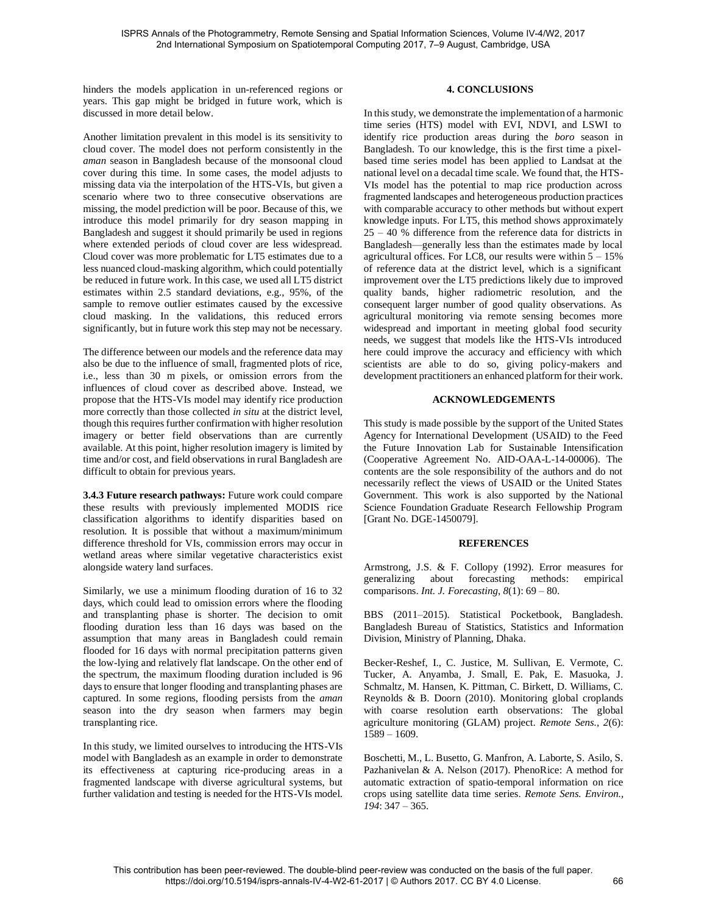hinders the models application in un-referenced regions or years. This gap might be bridged in future work, which is discussed in more detail below.

Another limitation prevalent in this model is its sensitivity to cloud cover. The model does not perform consistently in the *aman* season in Bangladesh because of the monsoonal cloud cover during this time. In some cases, the model adjusts to missing data via the interpolation of the HTS-VIs, but given a scenario where two to three consecutive observations are missing, the model prediction will be poor. Because of this, we introduce this model primarily for dry season mapping in Bangladesh and suggest it should primarily be used in regions where extended periods of cloud cover are less widespread. Cloud cover was more problematic for LT5 estimates due to a less nuanced cloud-masking algorithm, which could potentially be reduced in future work. In this case, we used all LT5 district estimates within 2.5 standard deviations, e.g., 95%, of the sample to remove outlier estimates caused by the excessive cloud masking. In the validations, this reduced errors significantly, but in future work this step may not be necessary.

The difference between our models and the reference data may also be due to the influence of small, fragmented plots of rice, i.e., less than 30 m pixels, or omission errors from the influences of cloud cover as described above. Instead, we propose that the HTS-VIs model may identify rice production more correctly than those collected *in situ* at the district level, though this requires further confirmation with higher resolution imagery or better field observations than are currently available. At this point, higher resolution imagery is limited by time and/or cost, and field observations in rural Bangladesh are difficult to obtain for previous years.

**3.4.3 Future research pathways:** Future work could compare these results with previously implemented MODIS rice classification algorithms to identify disparities based on resolution. It is possible that without a maximum/minimum difference threshold for VIs, commission errors may occur in wetland areas where similar vegetative characteristics exist alongside watery land surfaces.

Similarly, we use a minimum flooding duration of 16 to 32 days, which could lead to omission errors where the flooding and transplanting phase is shorter. The decision to omit flooding duration less than 16 days was based on the assumption that many areas in Bangladesh could remain flooded for 16 days with normal precipitation patterns given the low-lying and relatively flat landscape. On the other end of the spectrum, the maximum flooding duration included is 96 days to ensure that longer flooding and transplanting phases are captured. In some regions, flooding persists from the *aman* season into the dry season when farmers may begin transplanting rice.

In this study, we limited ourselves to introducing the HTS-VIs model with Bangladesh as an example in order to demonstrate its effectiveness at capturing rice-producing areas in a fragmented landscape with diverse agricultural systems, but further validation and testing is needed for the HTS-VIs model.

## 4. CONCLUSIONS

In this study, we demonstrate the implementation of a harmonic time series (HTS) model with EVI, NDVI, and LSWI to identify rice production areas during the *boro* season in Bangladesh. To our knowledge, this is the first time a pixel-based time series model has been applied to Landsat at the national level on a decadal time scale. We found that, the HTS-VIs model has the potential to map rice production across fragmented landscapes and heterogeneous production practices with comparable accuracy to other methods but without expert knowledge inputs. For LT5, this method shows approximately 25 – 40 % difference from the reference data for districts in Bangladesh—generally less than the estimates made by local agricultural offices. For LC8, our results were within 5 – 15% of reference data at the district level, which is a significant improvement over the LT5 predictions likely due to improved quality bands, higher radiometric resolution, and the consequent larger number of good quality observations. As agricultural monitoring via remote sensing becomes more widespread and important in meeting global food security needs, we suggest that models like the HTS-VIs introduced here could improve the accuracy and efficiency with which scientists are able to do so, giving policy-makers and development practitioners an enhanced platform for their work.

## ACKNOWLEDGEMENTS

This study is made possible by the support of the United States Agency for International Development (USAID) to the Feed the Future Innovation Lab for Sustainable Intensification (Cooperative Agreement No. AID-OAA-L-14-00006). The contents are the sole responsibility of the authors and do not necessarily reflect the views of USAID or the United States Government. This work is also supported by the National Science Foundation Graduate Research Fellowship Program [Grant No. DGE-1450079].

## REFERENCES

Armstrong, J.S. & F. Collopy (1992). Error measures for generalizing about forecasting methods: empirical comparisons. *Int. J. Forecasting*, *8*(1): 69 – 80.

BBS (2011–2015). Statistical Pocketbook, Bangladesh. Bangladesh Bureau of Statistics, Statistics and Information Division, Ministry of Planning, Dhaka.

Becker-Reshef, I., C. Justice, M. Sullivan, E. Vermote, C. Tucker, A. Anyamba, J. Small, E. Pak, E. Masuoka, J. Schmaltz, M. Hansen, K. Pittman, C. Birkett, D. Williams, C. Reynolds & B. Doorn (2010). Monitoring global croplands with coarse resolution earth observations: The global agriculture monitoring (GLAM) project. *Remote Sens.*, *2*(6): 1589 – 1609.

Boschetti, M., L. Busetto, G. Manfron, A. Laborte, S. Asilo, S. Pazhanivelan & A. Nelson (2017). PhenoRice: A method for automatic extraction of spatio-temporal information on rice crops using satellite data time series. *Remote Sens. Environ.*, *194*: 347 – 365.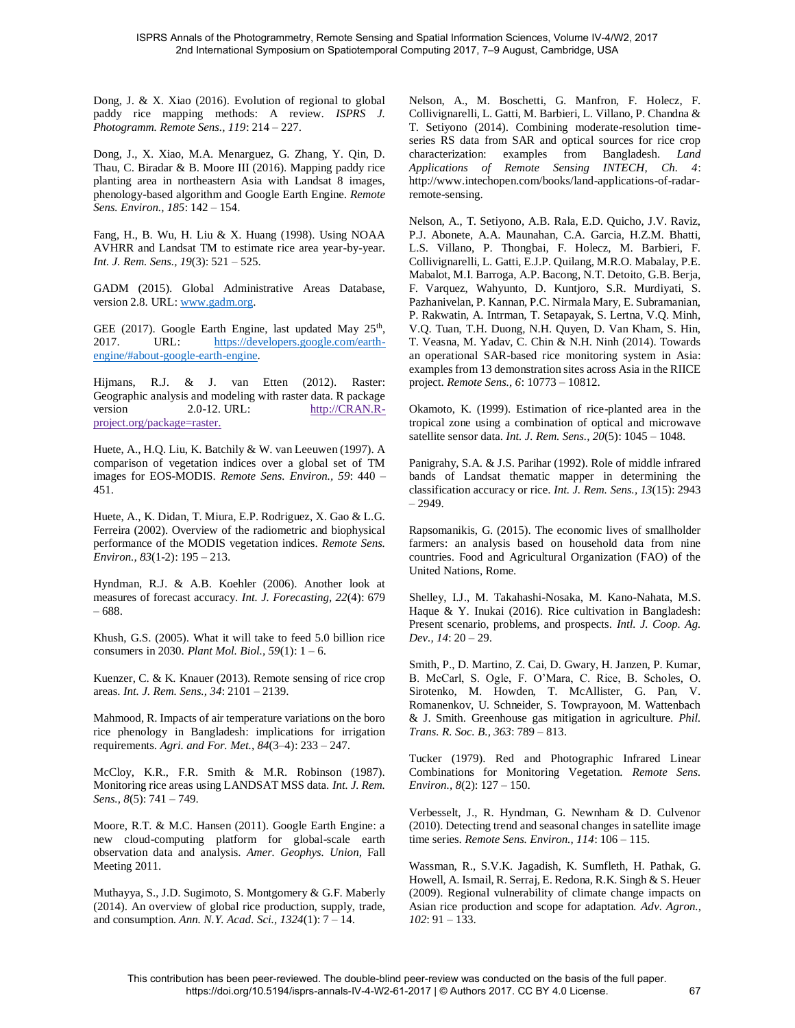Dong, J. & X. Xiao (2016). Evolution of regional to global paddy rice mapping methods: A review. *ISPRS J. Photogramm. Remote Sens., 119*: 214 – 227.

Dong, J., X. Xiao, M.A. Menarguez, G. Zhang, Y. Qin, D. Thau, C. Biradar & B. Moore III (2016). Mapping paddy rice planting area in northeastern Asia with Landsat 8 images, phenology-based algorithm and Google Earth Engine. *Remote Sens. Environ., 185*: 142 – 154.

Fang, H., B. Wu, H. Liu & X. Huang (1998). Using NOAA AVHRR and Landsat TM to estimate rice area year-by-year. *Int. J. Rem. Sens., 19*(3): 521 – 525.

GADM (2015). Global Administrative Areas Database, version 2.8. URL: www.gadm.org.

GEE (2017). Google Earth Engine, last updated May 25th, 2017. URL: https://developers.google.com/earth-engine/#about-google-earth-engine.

Hijmans, R.J. & J. van Etten (2012). Raster: Geographic analysis and modeling with raster data. R package version 2.0-12. URL: http://CRAN.R-project.org/package=raster.

Huete, A., H.Q. Liu, K. Batchily & W. van Leeuwen (1997). A comparison of vegetation indices over a global set of TM images for EOS-MODIS. *Remote Sens. Environ., 59*: 440 – 451.

Huete, A., K. Didan, T. Miura, E.P. Rodriguez, X. Gao & L.G. Ferreira (2002). Overview of the radiometric and biophysical performance of the MODIS vegetation indices. *Remote Sens. Environ., 83*(1-2): 195 – 213.

Hyndman, R.J. & A.B. Koehler (2006). Another look at measures of forecast accuracy. *Int. J. Forecasting, 22*(4): 679 – 688.

Khush, G.S. (2005). What it will take to feed 5.0 billion rice consumers in 2030. *Plant Mol. Biol., 59*(1): 1 – 6.

Kuenzer, C. & K. Knauer (2013). Remote sensing of rice crop areas. *Int. J. Rem. Sens., 34*: 2101 – 2139.

Mahmood, R. Impacts of air temperature variations on the boro rice phenology in Bangladesh: implications for irrigation requirements. *Agri. and For. Met., 84*(3–4): 233 – 247.

McCloy, K.R., F.R. Smith & M.R. Robinson (1987). Monitoring rice areas using LANDSAT MSS data. *Int. J. Rem. Sens., 8*(5): 741 – 749.

Moore, R.T. & M.C. Hansen (2011). Google Earth Engine: a new cloud-computing platform for global-scale earth observation data and analysis. *Amer. Geophys. Union,* Fall Meeting 2011.

Muthayya, S., J.D. Sugimoto, S. Montgomery & G.F. Maberly (2014). An overview of global rice production, supply, trade, and consumption. *Ann. N.Y. Acad. Sci., 1324*(1): 7 – 14.

Nelson, A., M. Boschetti, G. Manfron, F. Holecz, F. Collivignarelli, L. Gatti, M. Barbieri, L. Villano, P. Chandna & T. Setiyono (2014). Combining moderate-resolution time-series RS data from SAR and optical sources for rice crop characterization: examples from Bangladesh. *Land Applications of Remote Sensing INTECH, Ch. 4*: http://www.intechopen.com/books/land-applications-of-radar-remote-sensing.

Nelson, A., T. Setiyono, A.B. Rala, E.D. Quicho, J.V. Raviz, P.J. Abonete, A.A. Maunahan, C.A. Garcia, H.Z.M. Bhatti, L.S. Villano, P. Thongbai, F. Holecz, M. Barbieri, F. Collivignarelli, L. Gatti, E.J.P. Quilang, M.R.O. Mabalay, P.E. Mabalot, M.I. Barroga, A.P. Bacong, N.T. Detoito, G.B. Berja, F. Varquez, Wahyunto, D. Kuntjoro, S.R. Murdiyati, S. Pazhanivelan, P. Kannan, P.C. Nirmala Mary, E. Subramanian, P. Rakwatin, A. Intrman, T. Setapayak, S. Lertna, V.Q. Minh, V.Q. Tuan, T.H. Duong, N.H. Quyen, D. Van Kham, S. Hin, T. Veasna, M. Yadav, C. Chin & N.H. Ninh (2014). Towards an operational SAR-based rice monitoring system in Asia: examples from 13 demonstration sites across Asia in the RIICE project. *Remote Sens., 6*: 10773 – 10812.

Okamoto, K. (1999). Estimation of rice-planted area in the tropical zone using a combination of optical and microwave satellite sensor data. *Int. J. Rem. Sens., 20*(5): 1045 – 1048.

Panigrahy, S.A. & J.S. Parihar (1992). Role of middle infrared bands of Landsat thematic mapper in determining the classification accuracy or rice. *Int. J. Rem. Sens., 13*(15): 2943 – 2949.

Rapsomanikis, G. (2015). The economic lives of smallholder farmers: an analysis based on household data from nine countries. Food and Agricultural Organization (FAO) of the United Nations, Rome.

Shelley, I.J., M. Takahashi-Nosaka, M. Kano-Nahata, M.S. Haque & Y. Inukai (2016). Rice cultivation in Bangladesh: Present scenario, problems, and prospects. *Intl. J. Coop. Ag. Dev., 14*: 20 – 29.

Smith, P., D. Martino, Z. Cai, D. Gwary, H. Janzen, P. Kumar, B. McCarl, S. Ogle, F. O'Mara, C. Rice, B. Scholes, O. Sirotenko, M. Howden, T. McAllister, G. Pan, V. Romanenkov, U. Schneider, S. Towprayoon, M. Wattenbach & J. Smith. Greenhouse gas mitigation in agriculture. *Phil. Trans. R. Soc. B., 363*: 789 – 813.

Tucker (1979). Red and Photographic Infrared Linear Combinations for Monitoring Vegetation. *Remote Sens. Environ., 8*(2): 127 – 150.

Verbesselt, J., R. Hyndman, G. Newnham & D. Culvenor (2010). Detecting trend and seasonal changes in satellite image time series. *Remote Sens. Environ., 114*: 106 – 115.

Wassman, R., S.V.K. Jagadish, K. Sumfleth, H. Pathak, G. Howell, A. Ismail, R. Serraj, E. Redona, R.K. Singh & S. Heuer (2009). Regional vulnerability of climate change impacts on Asian rice production and scope for adaptation. *Adv. Agron., 102*: 91 – 133.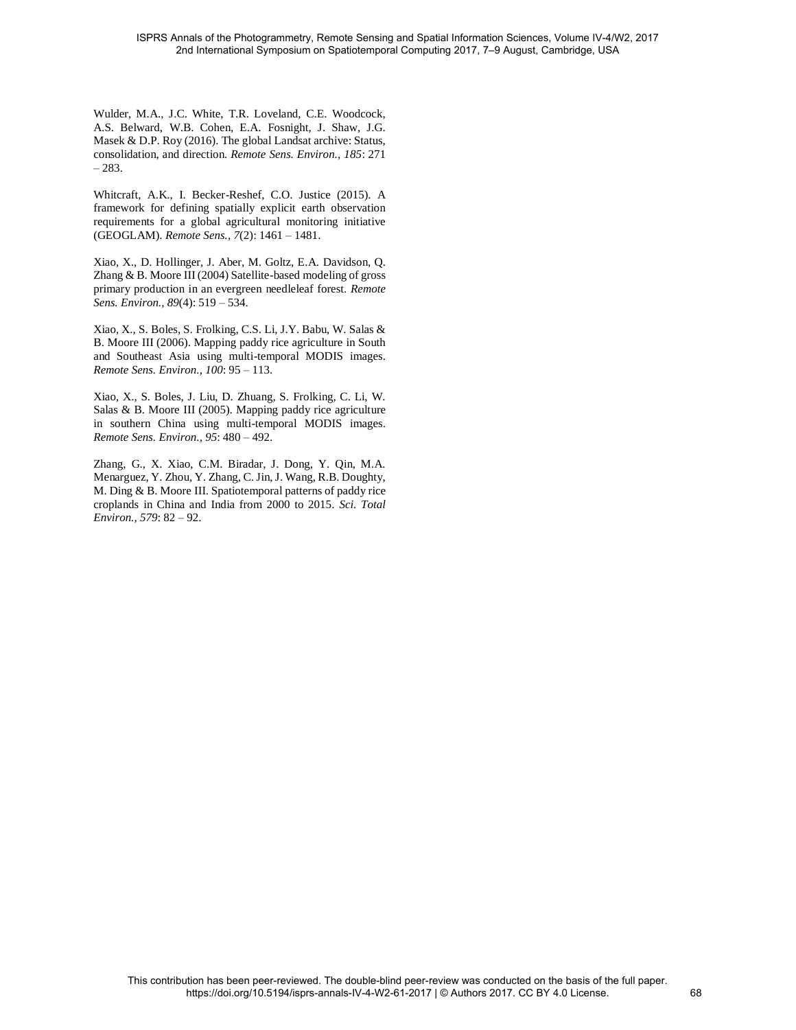Wulder, M.A., J.C. White, T.R. Loveland, C.E. Woodcock, A.S. Belward, W.B. Cohen, E.A. Fosnight, J. Shaw, J.G. Masek & D.P. Roy (2016). The global Landsat archive: Status, consolidation, and direction. *Remote Sens. Environ.*, *185*: 271 – 283.

Whitcraft, A.K., I. Becker-Reshef, C.O. Justice (2015). A framework for defining spatially explicit earth observation requirements for a global agricultural monitoring initiative (GEOGLAM). *Remote Sens.*, *7*(2): 1461 – 1481.

Xiao, X., D. Hollinger, J. Aber, M. Goltz, E.A. Davidson, Q. Zhang & B. Moore III (2004) Satellite-based modeling of gross primary production in an evergreen needleleaf forest. *Remote Sens. Environ.*, *89*(4): 519 – 534.

Xiao, X., S. Boles, S. Frolking, C.S. Li, J.Y. Babu, W. Salas & B. Moore III (2006). Mapping paddy rice agriculture in South and Southeast Asia using multi-temporal MODIS images. *Remote Sens. Environ.*, *100*: 95 – 113.

Xiao, X., S. Boles, J. Liu, D. Zhuang, S. Frolking, C. Li, W. Salas & B. Moore III (2005). Mapping paddy rice agriculture in southern China using multi-temporal MODIS images. *Remote Sens. Environ.*, *95*: 480 – 492.

Zhang, G., X. Xiao, C.M. Biradar, J. Dong, Y. Qin, M.A. Menarguez, Y. Zhou, Y. Zhang, C. Jin, J. Wang, R.B. Doughty, M. Ding & B. Moore III. Spatiotemporal patterns of paddy rice croplands in China and India from 2000 to 2015. *Sci. Total Environ.*, *579*: 82 – 92.